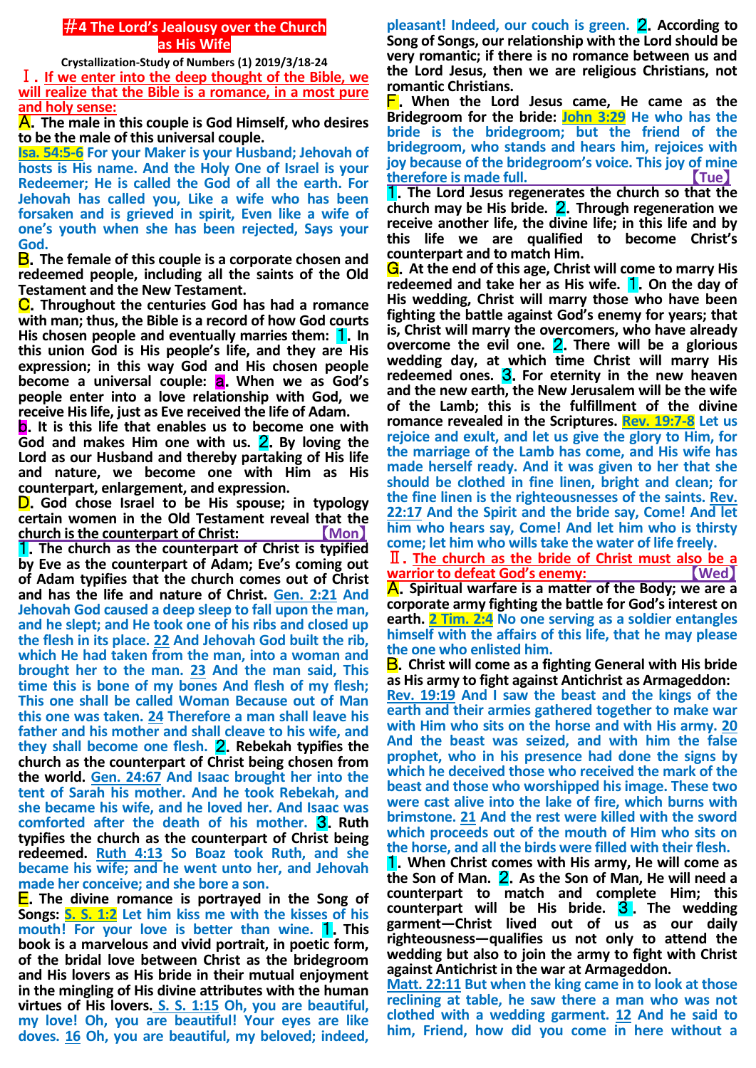# ＃4 The Lord's Jealousy over the Church as His Wife

**Crystallization-Study of Numbers (1) 2019/3/18-24**

## Ⅰ. If we enter into the deep thought of the Bible, we will realize that the Bible is a romance, in a most pure and holy sense:

**A. The male in this couple is God Himself, who desires to be the male of this universal couple.**

**Isa. 54:5-6** For your Maker is your Husband; Jehovah of hosts is His name. And the Holy One of Israel is your Redeemer; He is called the God of all the earth. For Jehovah has called you, Like a wife who has been forsaken and is grieved in spirit, Even like a wife of one's youth when she has been rejected, Says your God.

**B. The female of this couple is a corporate chosen and redeemed people, including all the saints of the Old Testament and the New Testament.**

**C. Throughout the centuries God has had a romance with man; thus, the Bible is a record of how God courts His chosen people and eventually marries them: 1. In this union God is His people's life, and they are His expression; in this way God and His chosen people become a universal couple: a. When we as God's people enter into a love relationship with God, we receive His life, just as Eve received the life of Adam. b. It is this life that enables us to become one with God and makes Him one with us. 2. By loving the Lord as our Husband and thereby partaking of His life and nature, we become one with Him as His counterpart, enlargement, and expression.**

**D. God chose Israel to be His spouse; in typology certain women in the Old Testament reveal that the church is the counterpart of Christ:** 【Mon】

**1. The church as the counterpart of Christ is typified by Eve as the counterpart of Adam; Eve's coming out of Adam typifies that the church comes out of Christ and has the life and nature of Christ.** **Gen. 2:21** And Jehovah God caused a deep sleep to fall upon the man, and he slept; and He took one of his ribs and closed up the flesh in its place. **22** And Jehovah God built the rib, which He had taken from the man, into a woman and brought her to the man. **23** And the man said, This time this is bone of my bones And flesh of my flesh; This one shall be called Woman Because out of Man this one was taken. **24** Therefore a man shall leave his father and his mother and shall cleave to his wife, and they shall become one flesh. **2. Rebekah typifies the church as the counterpart of Christ being chosen from the world.** **Gen. 24:67** And Isaac brought her into the tent of Sarah his mother. And he took Rebekah, and she became his wife, and he loved her. And Isaac was comforted after the death of his mother. **3. Ruth typifies the church as the counterpart of Christ being redeemed.** **Ruth 4:13** So Boaz took Ruth, and she became his wife; and he went unto her, and Jehovah made her conceive; and she bore a son.

**E. The divine romance is portrayed in the Song of Songs:** **S. S. 1:2** Let him kiss me with the kisses of his mouth! For your love is better than wine. **1. This book is a marvelous and vivid portrait, in poetic form, of the bridal love between Christ as the bridegroom and His lovers as His bride in their mutual enjoyment in the mingling of His divine attributes with the human virtues of His lovers.** **S. S. 1:15** Oh, you are beautiful, my love! Oh, you are beautiful! Your eyes are like doves. **16** Oh, you are beautiful, my beloved; indeed, pleasant! Indeed, our couch is green. **2. According to Song of Songs, our relationship with the Lord should be very romantic; if there is no romance between us and the Lord Jesus, then we are religious Christians, not romantic Christians.**

**F. When the Lord Jesus came, He came as the Bridegroom for the bride:** **John 3:29** He who has the bride is the bridegroom; but the friend of the bridegroom, who stands and hears him, rejoices with joy because of the bridegroom's voice. This joy of mine therefore is made full. 【Tue】

**1. The Lord Jesus regenerates the church so that the church may be His bride. 2. Through regeneration we receive another life, the divine life; in this life and by this life we are qualified to become Christ's counterpart and to match Him.**

**G. At the end of this age, Christ will come to marry His redeemed and take her as His wife. 1. On the day of His wedding, Christ will marry those who have been fighting the battle against God's enemy for years; that is, Christ will marry the overcomers, who have already overcome the evil one. 2. There will be a glorious wedding day, at which time Christ will marry His redeemed ones. 3. For eternity in the new heaven and the new earth, the New Jerusalem will be the wife of the Lamb; this is the fulfillment of the divine romance revealed in the Scriptures.** **Rev. 19:7-8** Let us rejoice and exult, and let us give the glory to Him, for the marriage of the Lamb has come, and His wife has made herself ready. And it was given to her that she should be clothed in fine linen, bright and clean; for the fine linen is the righteousnesses of the saints. **Rev. 22:17** And the Spirit and the bride say, Come! And let him who hears say, Come! And let him who is thirsty come; let him who wills take the water of life freely.

## Ⅱ. The church as the bride of Christ must also be a warrior to defeat God's enemy: 【Wed】

**A. Spiritual warfare is a matter of the Body; we are a corporate army fighting the battle for God's interest on earth.** **2 Tim. 2:4** No one serving as a soldier entangles himself with the affairs of this life, that he may please the one who enlisted him.

**B. Christ will come as a fighting General with His bride as His army to fight against Antichrist as Armageddon:** **Rev. 19:19** And I saw the beast and the kings of the earth and their armies gathered together to make war with Him who sits on the horse and with His army. **20** And the beast was seized, and with him the false prophet, who in his presence had done the signs by which he deceived those who received the mark of the beast and those who worshipped his image. These two were cast alive into the lake of fire, which burns with brimstone. **21** And the rest were killed with the sword which proceeds out of the mouth of Him who sits on the horse, and all the birds were filled with their flesh.

**1. When Christ comes with His army, He will come as the Son of Man. 2. As the Son of Man, He will need a counterpart to match and complete Him; this counterpart will be His bride. 3. The wedding garment—Christ lived out of us as our daily righteousness—qualifies us not only to attend the wedding but also to join the army to fight with Christ against Antichrist in the war at Armageddon.**

**Matt. 22:11** But when the king came in to look at those reclining at table, he saw there a man who was not clothed with a wedding garment. **12** And he said to him, Friend, how did you come in here without a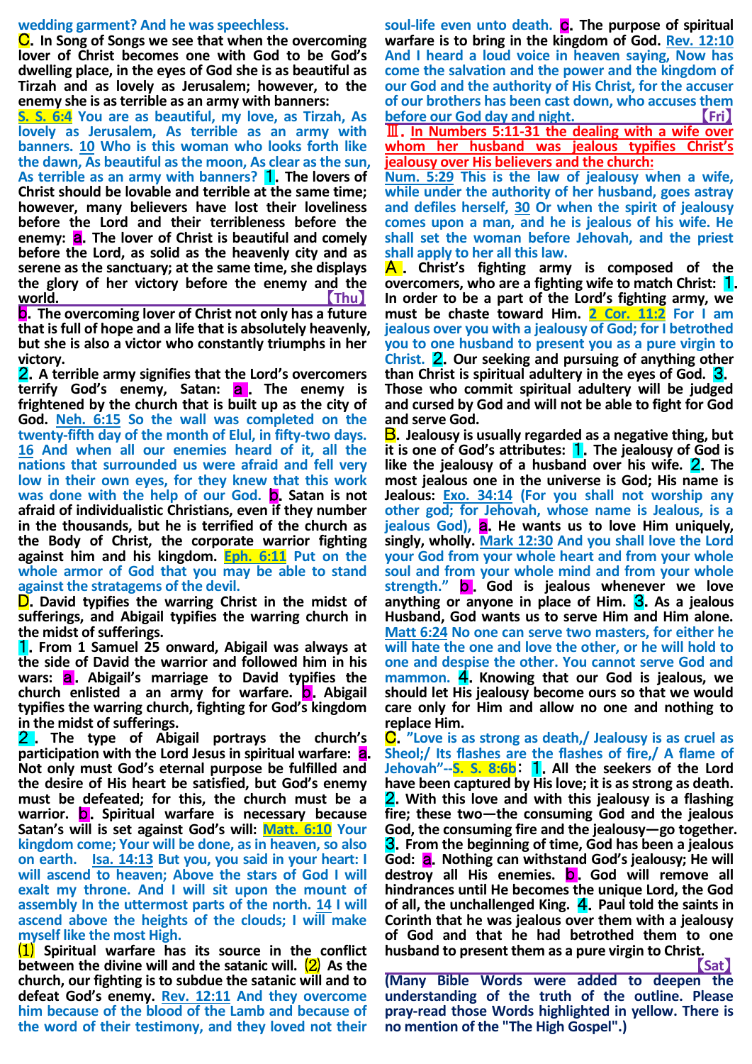wedding garment? And he was speechless.

**C. In Song of Songs we see that when the overcoming lover of Christ becomes one with God to be God's dwelling place, in the eyes of God she is as beautiful as Tirzah and as lovely as Jerusalem; however, to the enemy she is as terrible as an army with banners:**

**S. S. 6:4 You are as beautiful, my love, as Tirzah, As lovely as Jerusalem, As terrible as an army with banners. 10 Who is this woman who looks forth like the dawn, As beautiful as the moon, As clear as the sun, As terrible as an army with banners?** **1. The lovers of Christ should be lovable and terrible at the same time; however, many believers have lost their loveliness before the Lord and their terribleness before the enemy: a. The lover of Christ is beautiful and comely before the Lord, as solid as the heavenly city and as serene as the sanctuary; at the same time, she displays the glory of her victory before the enemy and the world.** 【Thu】

**b. The overcoming lover of Christ not only has a future that is full of hope and a life that is absolutely heavenly, but she is also a victor who constantly triumphs in her victory.**

**2. A terrible army signifies that the Lord's overcomers terrify God's enemy, Satan: a. The enemy is frightened by the church that is built up as the city of God.** **Neh. 6:15 So the wall was completed on the twenty-fifth day of the month of Elul, in fifty-two days. 16 And when all our enemies heard of it, all the nations that surrounded us were afraid and fell very low in their own eyes, for they knew that this work was done with the help of our God.** **b. Satan is not afraid of individualistic Christians, even if they number in the thousands, but he is terrified of the church as the Body of Christ, the corporate warrior fighting against him and his kingdom.** **Eph. 6:11 Put on the whole armor of God that you may be able to stand against the stratagems of the devil.**

**D. David typifies the warring Christ in the midst of sufferings, and Abigail typifies the warring church in the midst of sufferings.**

**1. From 1 Samuel 25 onward, Abigail was always at the side of David the warrior and followed him in his wars: a. Abigail's marriage to David typifies the church enlisted a an army for warfare. b. Abigail typifies the warring church, fighting for God's kingdom in the midst of sufferings.**

**2. The type of Abigail portrays the church's participation with the Lord Jesus in spiritual warfare: a. Not only must God's eternal purpose be fulfilled and the desire of His heart be satisfied, but God's enemy must be defeated; for this, the church must be a warrior. b. Spiritual warfare is necessary because Satan's will is set against God's will:** **Matt. 6:10 Your kingdom come; Your will be done, as in heaven, so also on earth. Isa. 14:13 But you, you said in your heart: I will ascend to heaven; Above the stars of God I will exalt my throne. And I will sit upon the mount of assembly In the uttermost parts of the north. 14 I will ascend above the heights of the clouds; I will make myself like the Most High.**

**(1) Spiritual warfare has its source in the conflict between the divine will and the satanic will. (2) As the church, our fighting is to subdue the satanic will and to defeat God's enemy.** **Rev. 12:11 And they overcame him because of the blood of the Lamb and because of the word of their testimony, and they loved not their soul-life even unto death.** **c. The purpose of spiritual warfare is to bring in the kingdom of God.** **Rev. 12:10 And I heard a loud voice in heaven saying, Now has come the salvation and the power and the kingdom of our God and the authority of His Christ, for the accuser of our brothers has been cast down, who accuses them before our God day and night.** 【Fri】

## Ⅲ. In Numbers 5:11-31 the dealing with a wife over whom her husband was jealous typifies Christ's jealousy over His believers and the church:

**Num. 5:29 This is the law of jealousy when a wife, while under the authority of her husband, goes astray and defiles herself, 30 Or when the spirit of jealousy comes upon a man, and he is jealous of his wife. He shall set the woman before Jehovah, and the priest shall apply to her all this law.**

**A. Christ's fighting army is composed of the overcomers, who are a fighting wife to match Christ: 1. In order to be a part of the Lord's fighting army, we must be chaste toward Him.** **2 Cor. 11:2 For I am jealous over you with a jealousy of God; for I betrothed you to one husband to present you as a pure virgin to Christ.** **2. Our seeking and pursuing of anything other than Christ is spiritual adultery in the eyes of God. 3. Those who commit spiritual adultery will be judged and cursed by God and will not be able to fight for God and serve God.**

**B. Jealousy is usually regarded as a negative thing, but it is one of God's attributes: 1. The jealousy of God is like the jealousy of a husband over his wife. 2. The most jealous one in the universe is God; His name is Jealous:** **Exo. 34:14 (For you shall not worship any other god; for Jehovah, whose name is Jealous, is a jealous God),** **a. He wants us to love Him uniquely, singly, wholly.** **Mark 12:30 And you shall love the Lord your God from your whole heart and from your whole soul and from your whole mind and from your whole strength."** **b. God is jealous whenever we love anything or anyone in place of Him. 3. As a jealous Husband, God wants us to serve Him and Him alone.** **Matt 6:24 No one can serve two masters, for either he will hate the one and love the other, or he will hold to one and despise the other. You cannot serve God and mammon.** **4. Knowing that our God is jealous, we should let His jealousy become ours so that we would care only for Him and allow no one and nothing to replace Him.**

**C. "Love is as strong as death,/ Jealousy is as cruel as Sheol;/ Its flashes are the flashes of fire,/ A flame of Jehovah"--S. S. 8:6b: 1. All the seekers of the Lord have been captured by His love; it is as strong as death. 2. With this love and with this jealousy is a flashing fire; these two—the consuming God and the jealous God, the consuming fire and the jealousy—go together. 3. From the beginning of time, God has been a jealous God: a. Nothing can withstand God's jealousy; He will destroy all His enemies. b. God will remove all hindrances until He becomes the unique Lord, the God of all, the unchallenged King. 4. Paul told the saints in Corinth that he was jealous over them with a jealousy of God and that he had betrothed them to one husband to present them as a pure virgin to Christ.** 【Sat】

**(Many Bible Words were added to deepen the understanding of the truth of the outline. Please pray-read those Words highlighted in yellow. There is no mention of the "The High Gospel".)**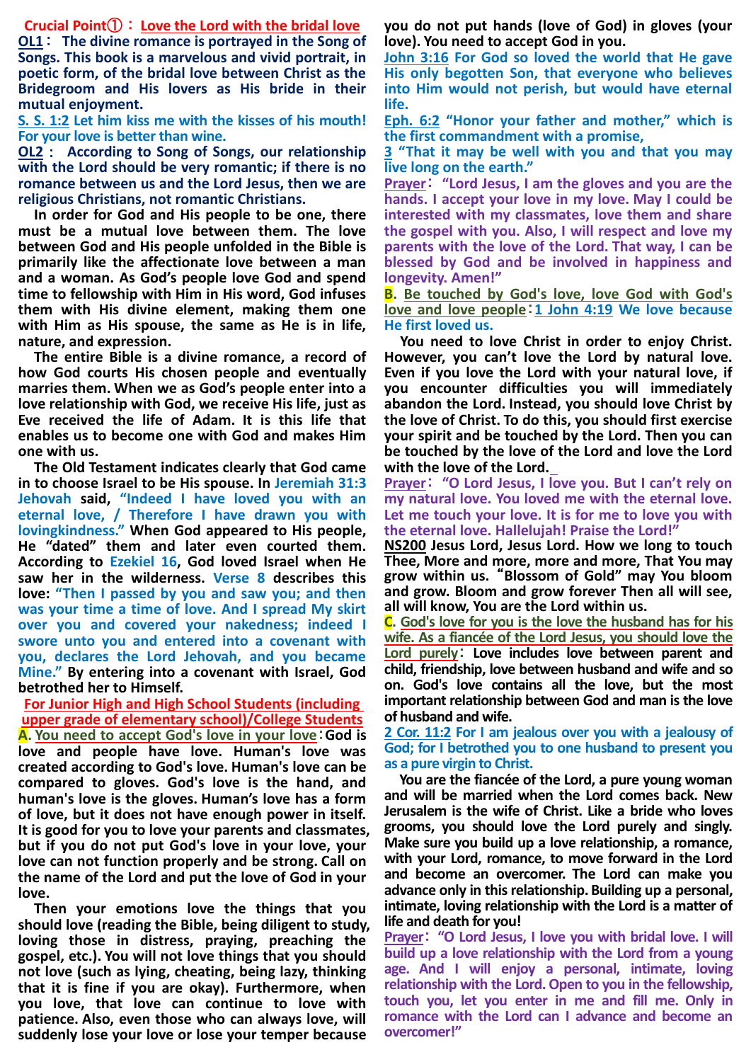## Crucial Point①：Love the Lord with the bridal love

**OL1**： **The divine romance is portrayed in the Song of Songs. This book is a marvelous and vivid portrait, in poetic form, of the bridal love between Christ as the Bridegroom and His lovers as His bride in their mutual enjoyment.**

**S. S. 1:2 Let him kiss me with the kisses of his mouth! For your love is better than wine.**

**OL2**： **According to Song of Songs, our relationship with the Lord should be very romantic; if there is no romance between us and the Lord Jesus, then we are religious Christians, not romantic Christians.**

**In order for God and His people to be one, there must be a mutual love between them. The love between God and His people unfolded in the Bible is primarily like the affectionate love between a man and a woman. As God's people love God and spend time to fellowship with Him in His word, God infuses them with His divine element, making them one with Him as His spouse, the same as He is in life, nature, and expression.**

**The entire Bible is a divine romance, a record of how God courts His chosen people and eventually marries them. When we as God's people enter into a love relationship with God, we receive His life, just as Eve received the life of Adam. It is this life that enables us to become one with God and makes Him one with us.**

**The Old Testament indicates clearly that God came in to choose Israel to be His spouse. In Jeremiah 31:3 Jehovah said, "Indeed I have loved you with an eternal love, / Therefore I have drawn you with lovingkindness." When God appeared to His people, He "dated" them and later even courted them. According to Ezekiel 16, God loved Israel when He saw her in the wilderness. Verse 8 describes this love: "Then I passed by you and saw you; and then was your time a time of love. And I spread My skirt over you and covered your nakedness; indeed I swore unto you and entered into a covenant with you, declares the Lord Jehovah, and you became Mine." By entering into a covenant with Israel, God betrothed her to Himself.**

### For Junior High and High School Students (including upper grade of elementary school)/College Students

**A. You need to accept God's love in your love**：**God is love and people have love. Human's love was created according to God's love. Human's love can be compared to gloves. God's love is the hand, and human's love is the gloves. Human's love has a form of love, but it does not have enough power in itself. It is good for you to love your parents and classmates, but if you do not put God's love in your love, your love can not function properly and be strong. Call on the name of the Lord and put the love of God in your love.**

**Then your emotions love the things that you should love (reading the Bible, being diligent to study, loving those in distress, praying, preaching the gospel, etc.). You will not love things that you should not love (such as lying, cheating, being lazy, thinking that it is fine if you are okay). Furthermore, when you love, that love can continue to love with patience. Also, even those who can always love, will suddenly lose your love or lose your temper because you do not put hands (love of God) in gloves (your love). You need to accept God in you.**

**John 3:16 For God so loved the world that He gave His only begotten Son, that everyone who believes into Him would not perish, but would have eternal life.**

**Eph. 6:2 "Honor your father and mother," which is the first commandment with a promise,**

**3 "That it may be well with you and that you may live long on the earth."**

**Prayer**：**"Lord Jesus, I am the gloves and you are the hands. I accept your love in my love. May I could be interested with my classmates, love them and share the gospel with you. Also, I will respect and love my parents with the love of the Lord. That way, I can be blessed by God and be involved in happiness and longevity. Amen!"**

**B. Be touched by God's love, love God with God's love and love people**：**1 John 4:19 We love because He first loved us.**

**You need to love Christ in order to enjoy Christ. However, you can't love the Lord by natural love. Even if you love the Lord with your natural love, if you encounter difficulties you will immediately abandon the Lord. Instead, you should love Christ by the love of Christ. To do this, you should first exercise your spirit and be touched by the Lord. Then you can be touched by the love of the Lord and love the Lord with the love of the Lord.**

**Prayer**：**"O Lord Jesus, I love you. But I can't rely on my natural love. You loved me with the eternal love. Let me touch your love. It is for me to love you with the eternal love. Hallelujah! Praise the Lord!"**

**NS200 Jesus Lord, Jesus Lord. How we long to touch Thee, More and more, more and more, That You may grow within us. "Blossom of Gold" may You bloom and grow. Bloom and grow forever Then all will see, all will know, You are the Lord within us.**

**C. God's love for you is the love the husband has for his wife. As a fiancée of the Lord Jesus, you should love the Lord purely**：**Love includes love between parent and child, friendship, love between husband and wife and so on. God's love contains all the love, but the most important relationship between God and man is the love of husband and wife.**

**2 Cor. 11:2 For I am jealous over you with a jealousy of God; for I betrothed you to one husband to present you as a pure virgin to Christ.**

**You are the fiancée of the Lord, a pure young woman and will be married when the Lord comes back. New Jerusalem is the wife of Christ. Like a bride who loves grooms, you should love the Lord purely and singly. Make sure you build up a love relationship, a romance, with your Lord, romance, to move forward in the Lord and become an overcomer. The Lord can make you advance only in this relationship. Building up a personal, intimate, loving relationship with the Lord is a matter of life and death for you!**

**Prayer**：**"O Lord Jesus, I love you with bridal love. I will build up a love relationship with the Lord from a young age. And I will enjoy a personal, intimate, loving relationship with the Lord. Open to you in the fellowship, touch you, let you enter in me and fill me. Only in romance with the Lord can I advance and become an overcomer!"**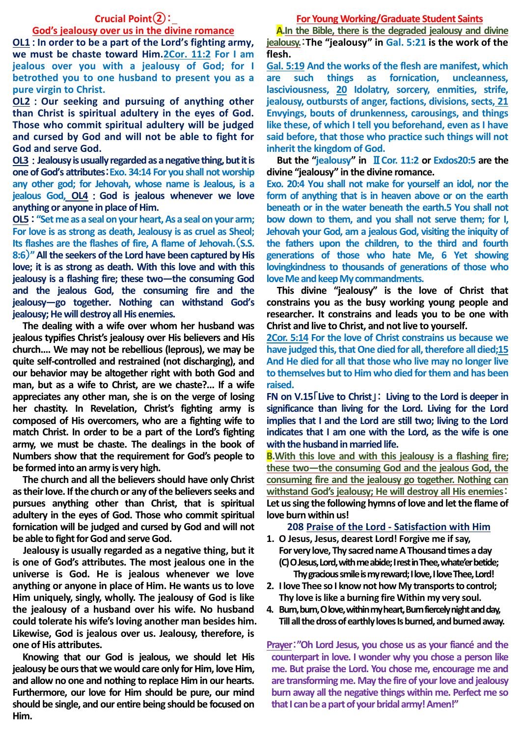## Crucial Point②： God's jealousy over us in the divine romance

**OL1：In order to be a part of the Lord's fighting army, we must be chaste toward Him. 2Cor. 11:2 For I am jealous over you with a jealousy of God; for I betrothed you to one husband to present you as a pure virgin to Christ.**

**OL2：Our seeking and pursuing of anything other than Christ is spiritual adultery in the eyes of God. Those who commit spiritual adultery will be judged and cursed by God and will not be able to fight for God and serve God.**

**OL3：Jealousy is usually regarded as a negative thing, but it is one of God's attributes：Exo. 34:14 For you shall not worship any other god; for Jehovah, whose name is Jealous, is a jealous God, OL4：God is jealous whenever we love anything or anyone in place of Him.**

**OL5：“Set me as a seal on your heart, As a seal on your arm; For love is as strong as death, Jealousy is as cruel as Sheol; Its flashes are the flashes of fire, A flame of Jehovah.（S.S. 8:6）” All the seekers of the Lord have been captured by His love; it is as strong as death. With this love and with this jealousy is a flashing fire; these two—the consuming God and the jealous God, the consuming fire and the jealousy—go together. Nothing can withstand God's jealousy; He will destroy all His enemies.**

The dealing with a wife over whom her husband was jealous typifies Christ's jealousy over His believers and His church.... We may not be rebellious (leprous), we may be quite self-controlled and restrained (not discharging), and our behavior may be altogether right with both God and man, but as a wife to Christ, are we chaste?... If a wife appreciates any other man, she is on the verge of losing her chastity. In Revelation, Christ's fighting army is composed of His overcomers, who are a fighting wife to match Christ. In order to be a part of the Lord's fighting army, we must be chaste. The dealings in the book of Numbers show that the requirement for God's people to be formed into an army is very high.

The church and all the believers should have only Christ as their love. If the church or any of the believers seeks and pursues anything other than Christ, that is spiritual adultery in the eyes of God. Those who commit spiritual fornication will be judged and cursed by God and will not be able to fight for God and serve God.

Jealousy is usually regarded as a negative thing, but it is one of God's attributes. The most jealous one in the universe is God. He is jealous whenever we love anything or anyone in place of Him. He wants us to love Him uniquely, singly, wholly. The jealousy of God is like the jealousy of a husband over his wife. No husband could tolerate his wife's loving another man besides him. Likewise, God is jealous over us. Jealousy, therefore, is one of His attributes.

Knowing that our God is jealous, we should let His jealousy be ours that we would care only for Him, love Him, and allow no one and nothing to replace Him in our hearts. Furthermore, our love for Him should be pure, our mind should be single, and our entire being should be focused on Him.

## For Young Working/Graduate Student Saints

**A. In the Bible, there is the degraded jealousy and divine jealousy.：The “jealousy” in Gal. 5:21 is the work of the flesh.**

**Gal. 5:19 And the works of the flesh are manifest, which are such things as fornication, uncleanness, lasciviousness, 20 Idolatry, sorcery, enmities, strife, jealousy, outbursts of anger, factions, divisions, sects, 21 Envyings, bouts of drunkenness, carousings, and things like these, of which I tell you beforehand, even as I have said before, that those who practice such things will not inherit the kingdom of God.**

**But the “jealousy” in ⅡCor. 11:2 or Exdos20:5 are the divine “jealousy” in the divine romance.**

**Exo. 20:4 You shall not make for yourself an idol, nor the form of anything that is in heaven above or on the earth beneath or in the water beneath the earth. 5 You shall not bow down to them, and you shall not serve them; for I, Jehovah your God, am a jealous God, visiting the iniquity of the fathers upon the children, to the third and fourth generations of those who hate Me, 6 Yet showing lovingkindness to thousands of generations of those who love Me and keep My commandments.**

**This divine “jealousy” is the love of Christ that constrains you as the busy working young people and researcher. It constrains and leads you to be one with Christ and live to Christ, and not live to yourself.**

**2Cor. 5:14 For the love of Christ constrains us because we have judged this, that One died for all, therefore all died; 15 And He died for all that those who live may no longer live to themselves but to Him who died for them and has been raised.**

**FN on V.15「Live to Christ」： Living to the Lord is deeper in significance than living for the Lord. Living for the Lord implies that I and the Lord are still two; living to the Lord indicates that I am one with the Lord, as the wife is one with the husband in married life.**

**B. With this love and with this jealousy is a flashing fire; these two—the consuming God and the jealous God, the consuming fire and the jealousy go together. Nothing can withstand God's jealousy; He will destroy all His enemies： Let us sing the following hymns of love and let the flame of love burn within us!**

**208 Praise of the Lord - Satisfaction with Him**

1. O Jesus, Jesus, dearest Lord! Forgive me if say, For very love, Thy sacred name A Thousand times a day
   (C) O Jesus, Lord, with me abide; I rest in Thee, whate'er betide; Thy gracious smile is my reward; I love, I love Thee, Lord!
2. I love Thee so I know not how My transports to control; Thy love is like a burning fire Within my very soul.
4. Burn, burn, O love, within my heart, Burn fiercely night and day, Till all the dross of earthly loves Is burned, and burned away.

**Prayer：”Oh Lord Jesus, you chose us as your fiancé and the counterpart in love. I wonder why you chose a person like me. But praise the Lord. You chose me, encourage me and are transforming me. May the fire of your love and jealousy burn away all the negative things within me. Perfect me so that I can be a part of your bridal army! Amen!”**